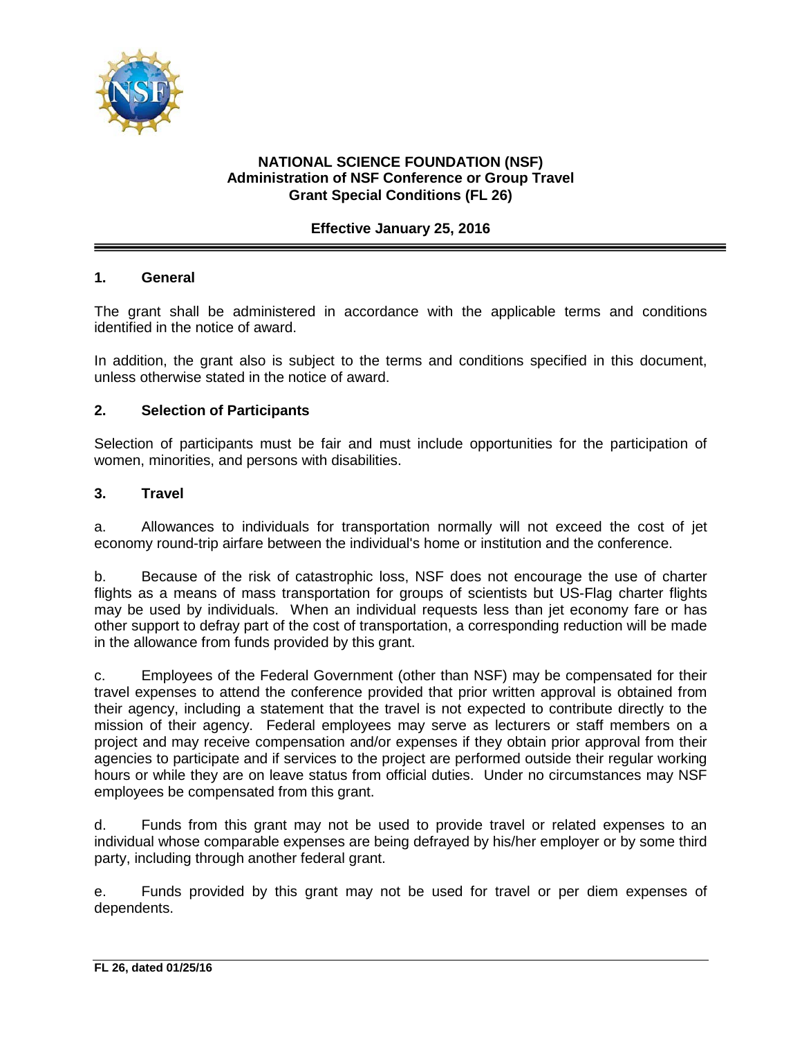**NATIONAL SCIENCE FOUNDATION (NSF)**
**Administration of NSF Conference or Group Travel**
**Grant Special Conditions (FL 26)**

**Effective January 25, 2016**

## 1. General

The grant shall be administered in accordance with the applicable terms and conditions identified in the notice of award.

In addition, the grant also is subject to the terms and conditions specified in this document, unless otherwise stated in the notice of award.

## 2. Selection of Participants

Selection of participants must be fair and must include opportunities for the participation of women, minorities, and persons with disabilities.

## 3. Travel

a. Allowances to individuals for transportation normally will not exceed the cost of jet economy round-trip airfare between the individual's home or institution and the conference.

b. Because of the risk of catastrophic loss, NSF does not encourage the use of charter flights as a means of mass transportation for groups of scientists but US-Flag charter flights may be used by individuals. When an individual requests less than jet economy fare or has other support to defray part of the cost of transportation, a corresponding reduction will be made in the allowance from funds provided by this grant.

c. Employees of the Federal Government (other than NSF) may be compensated for their travel expenses to attend the conference provided that prior written approval is obtained from their agency, including a statement that the travel is not expected to contribute directly to the mission of their agency. Federal employees may serve as lecturers or staff members on a project and may receive compensation and/or expenses if they obtain prior approval from their agencies to participate and if services to the project are performed outside their regular working hours or while they are on leave status from official duties. Under no circumstances may NSF employees be compensated from this grant.

d. Funds from this grant may not be used to provide travel or related expenses to an individual whose comparable expenses are being defrayed by his/her employer or by some third party, including through another federal grant.

e. Funds provided by this grant may not be used for travel or per diem expenses of dependents.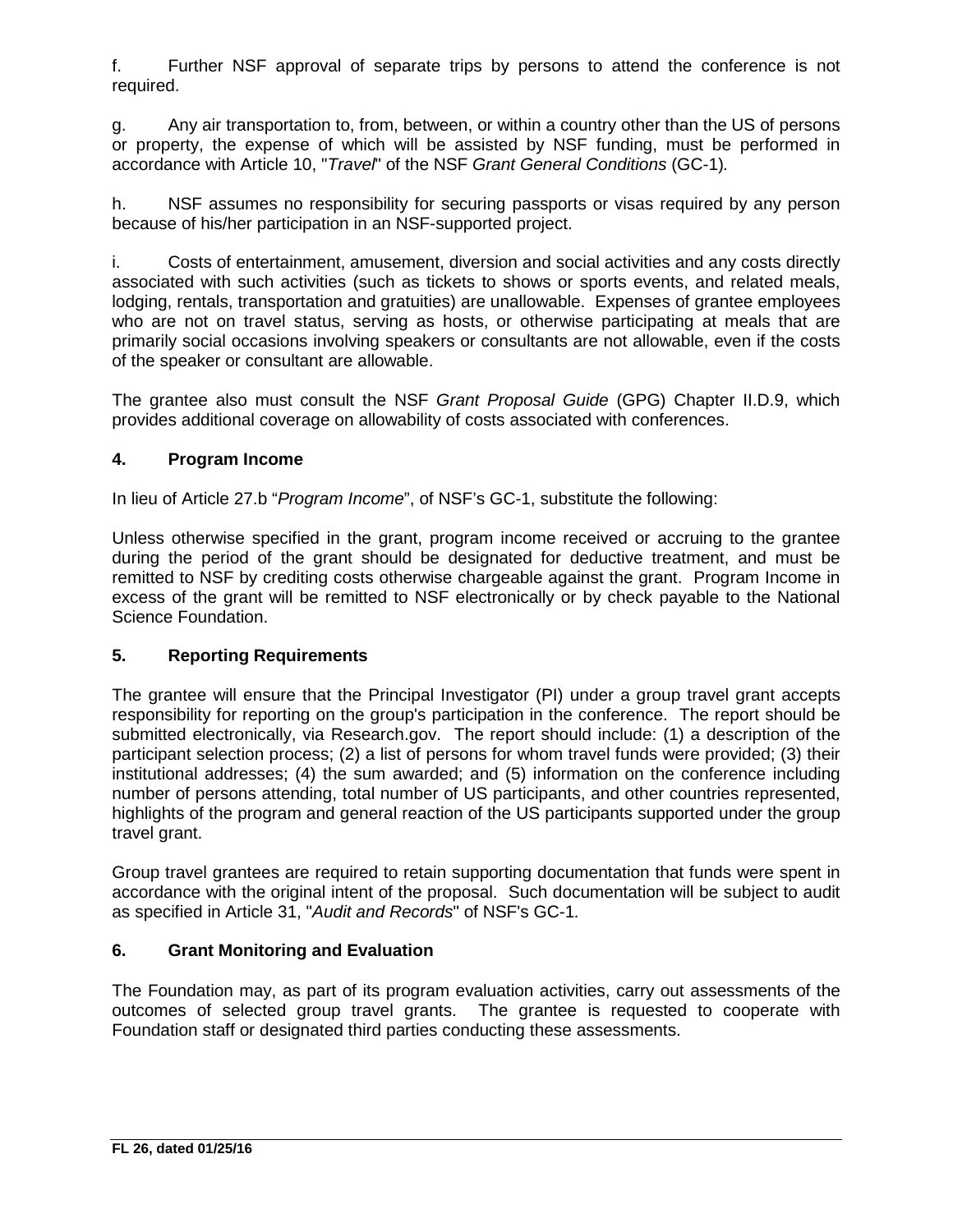f. Further NSF approval of separate trips by persons to attend the conference is not required.

g. Any air transportation to, from, between, or within a country other than the US of persons or property, the expense of which will be assisted by NSF funding, must be performed in accordance with Article 10, "*Travel*" of the NSF *Grant General Conditions* (GC-1).

h. NSF assumes no responsibility for securing passports or visas required by any person because of his/her participation in an NSF-supported project.

i. Costs of entertainment, amusement, diversion and social activities and any costs directly associated with such activities (such as tickets to shows or sports events, and related meals, lodging, rentals, transportation and gratuities) are unallowable. Expenses of grantee employees who are not on travel status, serving as hosts, or otherwise participating at meals that are primarily social occasions involving speakers or consultants are not allowable, even if the costs of the speaker or consultant are allowable.

The grantee also must consult the NSF *Grant Proposal Guide* (GPG) Chapter II.D.9, which provides additional coverage on allowability of costs associated with conferences.

### 4. Program Income

In lieu of Article 27.b "*Program Income*", of NSF's GC-1, substitute the following:

Unless otherwise specified in the grant, program income received or accruing to the grantee during the period of the grant should be designated for deductive treatment, and must be remitted to NSF by crediting costs otherwise chargeable against the grant. Program Income in excess of the grant will be remitted to NSF electronically or by check payable to the National Science Foundation.

### 5. Reporting Requirements

The grantee will ensure that the Principal Investigator (PI) under a group travel grant accepts responsibility for reporting on the group's participation in the conference. The report should be submitted electronically, via Research.gov. The report should include: (1) a description of the participant selection process; (2) a list of persons for whom travel funds were provided; (3) their institutional addresses; (4) the sum awarded; and (5) information on the conference including number of persons attending, total number of US participants, and other countries represented, highlights of the program and general reaction of the US participants supported under the group travel grant.

Group travel grantees are required to retain supporting documentation that funds were spent in accordance with the original intent of the proposal. Such documentation will be subject to audit as specified in Article 31, "*Audit and Records*" of NSF's GC-1.

### 6. Grant Monitoring and Evaluation

The Foundation may, as part of its program evaluation activities, carry out assessments of the outcomes of selected group travel grants. The grantee is requested to cooperate with Foundation staff or designated third parties conducting these assessments.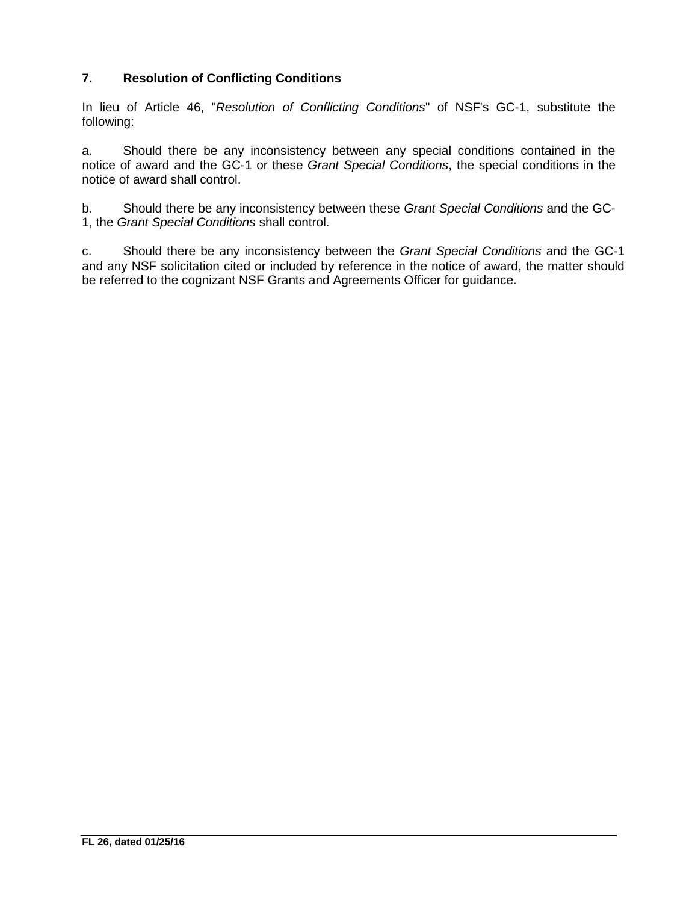### 7. Resolution of Conflicting Conditions

In lieu of Article 46, "*Resolution of Conflicting Conditions*" of NSF's GC-1, substitute the following:

a. Should there be any inconsistency between any special conditions contained in the notice of award and the GC-1 or these *Grant Special Conditions*, the special conditions in the notice of award shall control.

b. Should there be any inconsistency between these *Grant Special Conditions* and the GC-1, the *Grant Special Conditions* shall control.

c. Should there be any inconsistency between the *Grant Special Conditions* and the GC-1 and any NSF solicitation cited or included by reference in the notice of award, the matter should be referred to the cognizant NSF Grants and Agreements Officer for guidance.

**FL 26, dated 01/25/16**